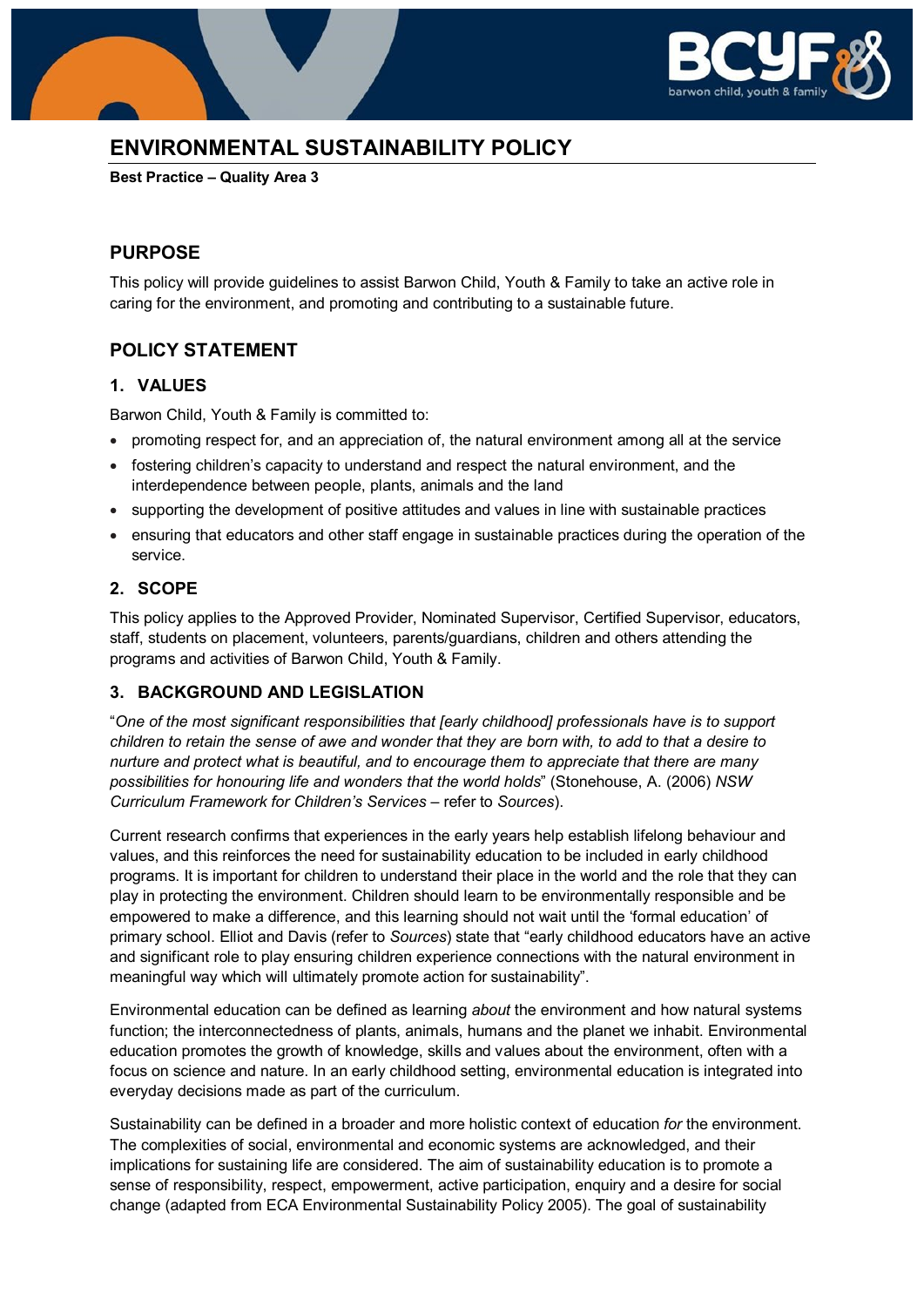# ENVIRONMENTAL SUSTAINABILITY POLICY

**Best Practice – Quality Area 3**

## PURPOSE

This policy will provide guidelines to assist Barwon Child, Youth & Family to take an active role in caring for the environment, and promoting and contributing to a sustainable future.

## POLICY STATEMENT

### 1. VALUES

Barwon Child, Youth & Family is committed to:

- promoting respect for, and an appreciation of, the natural environment among all at the service
- fostering children's capacity to understand and respect the natural environment, and the interdependence between people, plants, animals and the land
- supporting the development of positive attitudes and values in line with sustainable practices
- ensuring that educators and other staff engage in sustainable practices during the operation of the service.

### 2. SCOPE

This policy applies to the Approved Provider, Nominated Supervisor, Certified Supervisor, educators, staff, students on placement, volunteers, parents/guardians, children and others attending the programs and activities of Barwon Child, Youth & Family.

### 3. BACKGROUND AND LEGISLATION

"*One of the most significant responsibilities that [early childhood] professionals have is to support children to retain the sense of awe and wonder that they are born with, to add to that a desire to nurture and protect what is beautiful, and to encourage them to appreciate that there are many possibilities for honouring life and wonders that the world holds*" (Stonehouse, A. (2006) *NSW Curriculum Framework for Children's Services* – refer to *Sources*).

Current research confirms that experiences in the early years help establish lifelong behaviour and values, and this reinforces the need for sustainability education to be included in early childhood programs. It is important for children to understand their place in the world and the role that they can play in protecting the environment. Children should learn to be environmentally responsible and be empowered to make a difference, and this learning should not wait until the 'formal education' of primary school. Elliot and Davis (refer to *Sources*) state that "early childhood educators have an active and significant role to play ensuring children experience connections with the natural environment in meaningful way which will ultimately promote action for sustainability".

Environmental education can be defined as learning *about* the environment and how natural systems function; the interconnectedness of plants, animals, humans and the planet we inhabit. Environmental education promotes the growth of knowledge, skills and values about the environment, often with a focus on science and nature. In an early childhood setting, environmental education is integrated into everyday decisions made as part of the curriculum.

Sustainability can be defined in a broader and more holistic context of education *for* the environment. The complexities of social, environmental and economic systems are acknowledged, and their implications for sustaining life are considered. The aim of sustainability education is to promote a sense of responsibility, respect, empowerment, active participation, enquiry and a desire for social change (adapted from ECA Environmental Sustainability Policy 2005). The goal of sustainability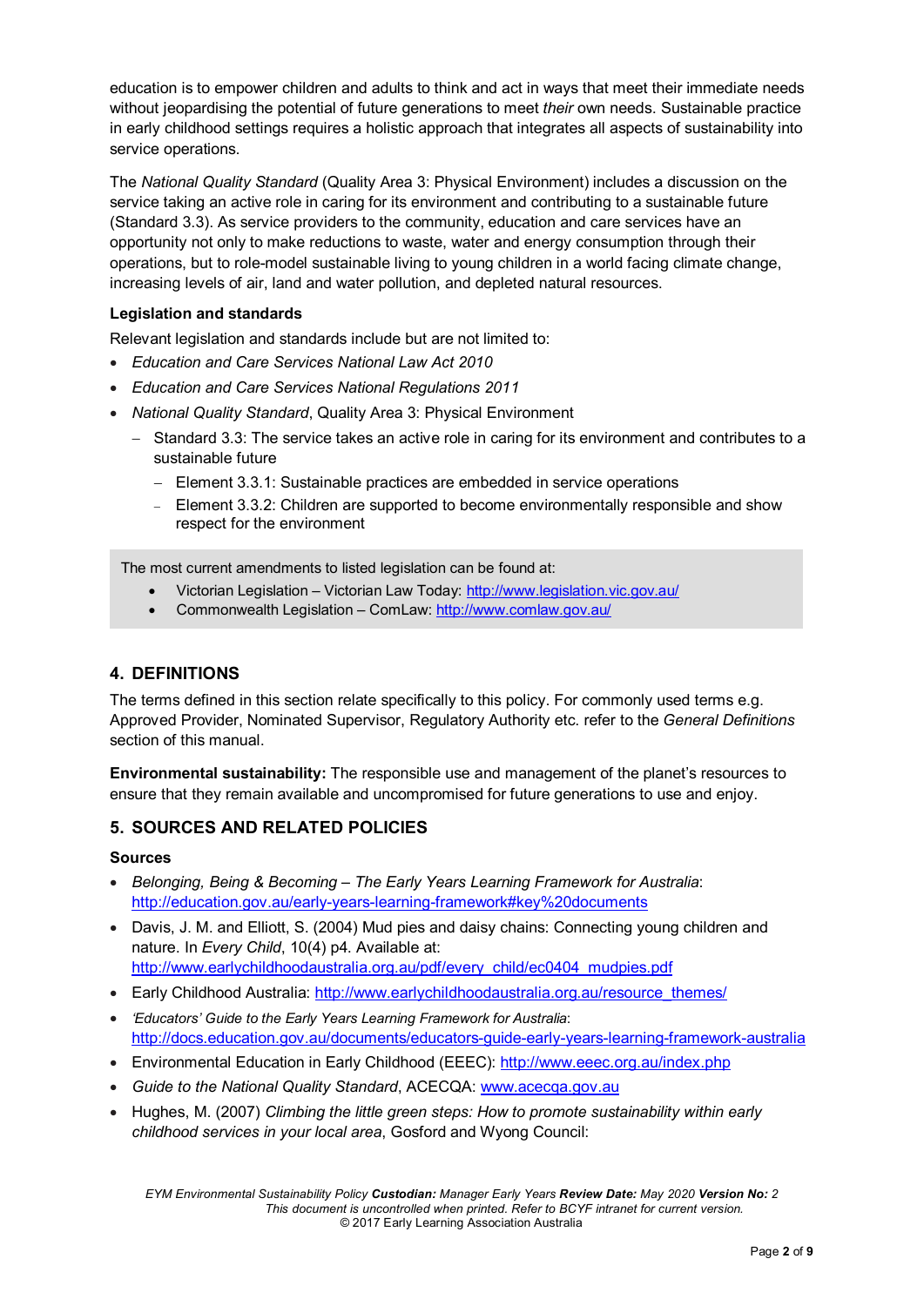education is to empower children and adults to think and act in ways that meet their immediate needs without jeopardising the potential of future generations to meet *their* own needs. Sustainable practice in early childhood settings requires a holistic approach that integrates all aspects of sustainability into service operations.

The *National Quality Standard* (Quality Area 3: Physical Environment) includes a discussion on the service taking an active role in caring for its environment and contributing to a sustainable future (Standard 3.3). As service providers to the community, education and care services have an opportunity not only to make reductions to waste, water and energy consumption through their operations, but to role-model sustainable living to young children in a world facing climate change, increasing levels of air, land and water pollution, and depleted natural resources.

**Legislation and standards**

Relevant legislation and standards include but are not limited to:

- *Education and Care Services National Law Act 2010*
- *Education and Care Services National Regulations 2011*
- *National Quality Standard*, Quality Area 3: Physical Environment
  - Standard 3.3: The service takes an active role in caring for its environment and contributes to a sustainable future
    - Element 3.3.1: Sustainable practices are embedded in service operations
    - Element 3.3.2: Children are supported to become environmentally responsible and show respect for the environment

> The most current amendments to listed legislation can be found at:
> - Victorian Legislation – Victorian Law Today: http://www.legislation.vic.gov.au/
> - Commonwealth Legislation – ComLaw: http://www.comlaw.gov.au/

## 4. DEFINITIONS

The terms defined in this section relate specifically to this policy. For commonly used terms e.g. Approved Provider, Nominated Supervisor, Regulatory Authority etc. refer to the *General Definitions* section of this manual.

**Environmental sustainability:** The responsible use and management of the planet's resources to ensure that they remain available and uncompromised for future generations to use and enjoy.

## 5. SOURCES AND RELATED POLICIES

**Sources**

- *Belonging, Being & Becoming – The Early Years Learning Framework for Australia*: http://education.gov.au/early-years-learning-framework#key%20documents
- Davis, J. M. and Elliott, S. (2004) Mud pies and daisy chains: Connecting young children and nature. In *Every Child*, 10(4) p4. Available at: http://www.earlychildhoodaustralia.org.au/pdf/every_child/ec0404_mudpies.pdf
- Early Childhood Australia: http://www.earlychildhoodaustralia.org.au/resource_themes/
- *'Educators' Guide to the Early Years Learning Framework for Australia*: http://docs.education.gov.au/documents/educators-guide-early-years-learning-framework-australia
- Environmental Education in Early Childhood (EEEC): http://www.eeec.org.au/index.php
- *Guide to the National Quality Standard*, ACECQA: www.acecqa.gov.au
- Hughes, M. (2007) *Climbing the little green steps: How to promote sustainability within early childhood services in your local area*, Gosford and Wyong Council: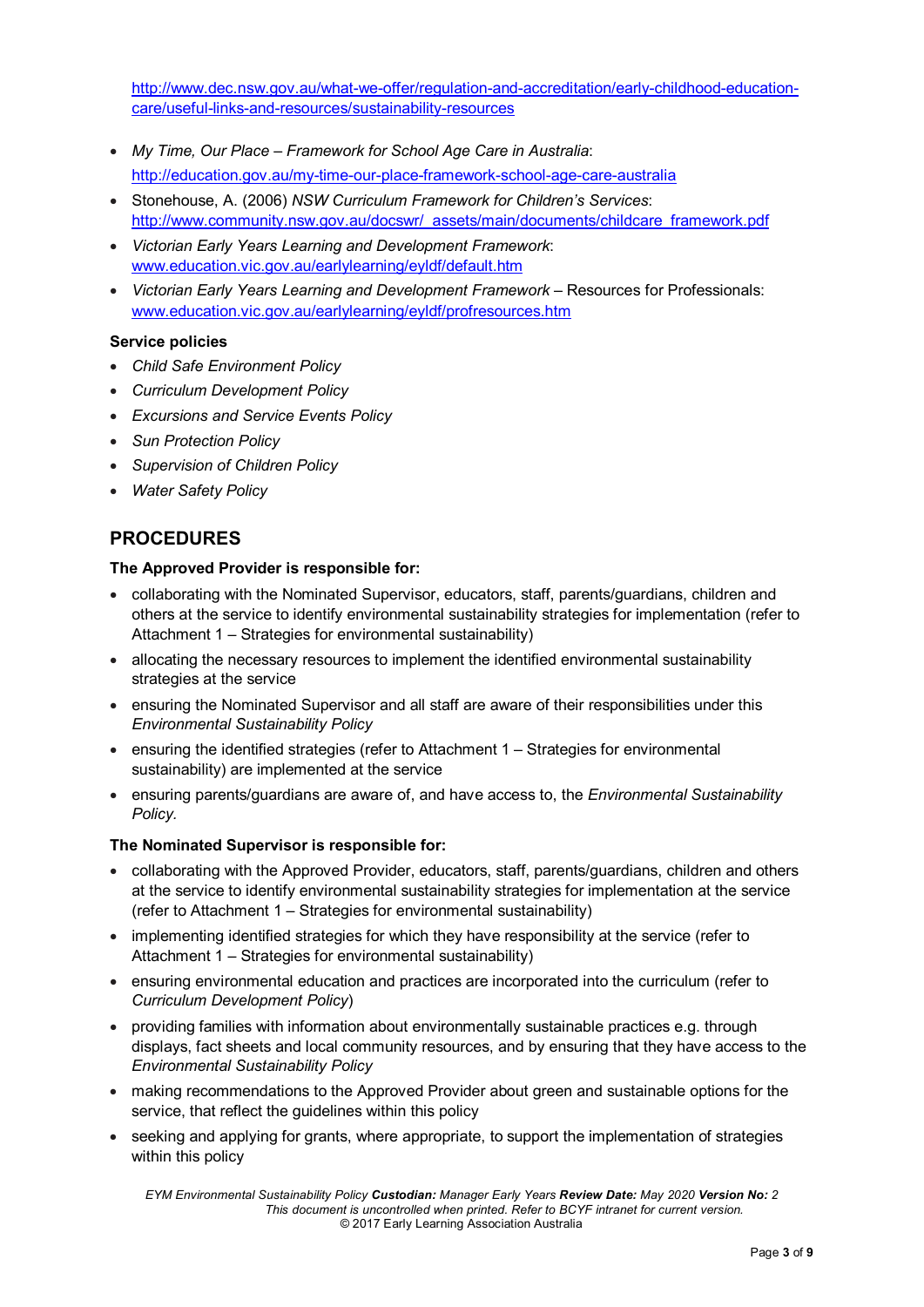http://www.dec.nsw.gov.au/what-we-offer/regulation-and-accreditation/early-childhood-education-care/useful-links-and-resources/sustainability-resources

- *My Time, Our Place – Framework for School Age Care in Australia*: http://education.gov.au/my-time-our-place-framework-school-age-care-australia
- Stonehouse, A. (2006) *NSW Curriculum Framework for Children's Services*: http://www.community.nsw.gov.au/docswr/_assets/main/documents/childcare_framework.pdf
- *Victorian Early Years Learning and Development Framework*: www.education.vic.gov.au/earlylearning/eyldf/default.htm
- *Victorian Early Years Learning and Development Framework* – Resources for Professionals: www.education.vic.gov.au/earlylearning/eyldf/profresources.htm

**Service policies**

- *Child Safe Environment Policy*
- *Curriculum Development Policy*
- *Excursions and Service Events Policy*
- *Sun Protection Policy*
- *Supervision of Children Policy*
- *Water Safety Policy*

## PROCEDURES

**The Approved Provider is responsible for:**

- collaborating with the Nominated Supervisor, educators, staff, parents/guardians, children and others at the service to identify environmental sustainability strategies for implementation (refer to Attachment 1 – Strategies for environmental sustainability)
- allocating the necessary resources to implement the identified environmental sustainability strategies at the service
- ensuring the Nominated Supervisor and all staff are aware of their responsibilities under this *Environmental Sustainability Policy*
- ensuring the identified strategies (refer to Attachment 1 – Strategies for environmental sustainability) are implemented at the service
- ensuring parents/guardians are aware of, and have access to, the *Environmental Sustainability Policy.*

**The Nominated Supervisor is responsible for:**

- collaborating with the Approved Provider, educators, staff, parents/guardians, children and others at the service to identify environmental sustainability strategies for implementation at the service (refer to Attachment 1 – Strategies for environmental sustainability)
- implementing identified strategies for which they have responsibility at the service (refer to Attachment 1 – Strategies for environmental sustainability)
- ensuring environmental education and practices are incorporated into the curriculum (refer to *Curriculum Development Policy*)
- providing families with information about environmentally sustainable practices e.g. through displays, fact sheets and local community resources, and by ensuring that they have access to the *Environmental Sustainability Policy*
- making recommendations to the Approved Provider about green and sustainable options for the service, that reflect the guidelines within this policy
- seeking and applying for grants, where appropriate, to support the implementation of strategies within this policy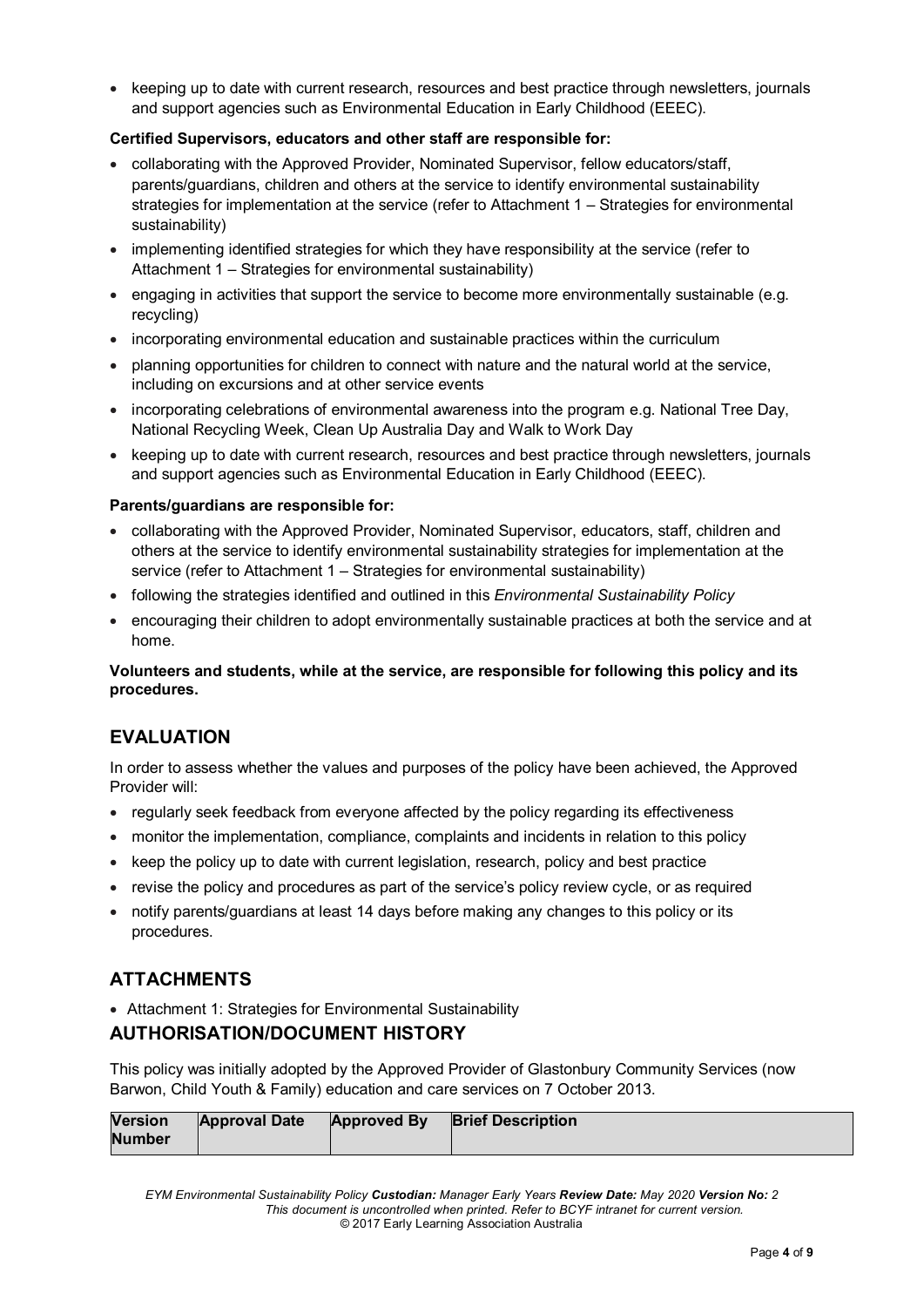- keeping up to date with current research, resources and best practice through newsletters, journals and support agencies such as Environmental Education in Early Childhood (EEEC).

**Certified Supervisors, educators and other staff are responsible for:**

- collaborating with the Approved Provider, Nominated Supervisor, fellow educators/staff, parents/guardians, children and others at the service to identify environmental sustainability strategies for implementation at the service (refer to Attachment 1 – Strategies for environmental sustainability)
- implementing identified strategies for which they have responsibility at the service (refer to Attachment 1 – Strategies for environmental sustainability)
- engaging in activities that support the service to become more environmentally sustainable (e.g. recycling)
- incorporating environmental education and sustainable practices within the curriculum
- planning opportunities for children to connect with nature and the natural world at the service, including on excursions and at other service events
- incorporating celebrations of environmental awareness into the program e.g. National Tree Day, National Recycling Week, Clean Up Australia Day and Walk to Work Day
- keeping up to date with current research, resources and best practice through newsletters, journals and support agencies such as Environmental Education in Early Childhood (EEEC).

**Parents/guardians are responsible for:**

- collaborating with the Approved Provider, Nominated Supervisor, educators, staff, children and others at the service to identify environmental sustainability strategies for implementation at the service (refer to Attachment 1 – Strategies for environmental sustainability)
- following the strategies identified and outlined in this *Environmental Sustainability Policy*
- encouraging their children to adopt environmentally sustainable practices at both the service and at home.

**Volunteers and students, while at the service, are responsible for following this policy and its procedures.**

## EVALUATION

In order to assess whether the values and purposes of the policy have been achieved, the Approved Provider will:

- regularly seek feedback from everyone affected by the policy regarding its effectiveness
- monitor the implementation, compliance, complaints and incidents in relation to this policy
- keep the policy up to date with current legislation, research, policy and best practice
- revise the policy and procedures as part of the service's policy review cycle, or as required
- notify parents/guardians at least 14 days before making any changes to this policy or its procedures.

## ATTACHMENTS

- Attachment 1: Strategies for Environmental Sustainability

## AUTHORISATION/DOCUMENT HISTORY

This policy was initially adopted by the Approved Provider of Glastonbury Community Services (now Barwon, Child Youth & Family) education and care services on 7 October 2013.

| Version Number | Approval Date | Approved By | Brief Description |
|---|---|---|---|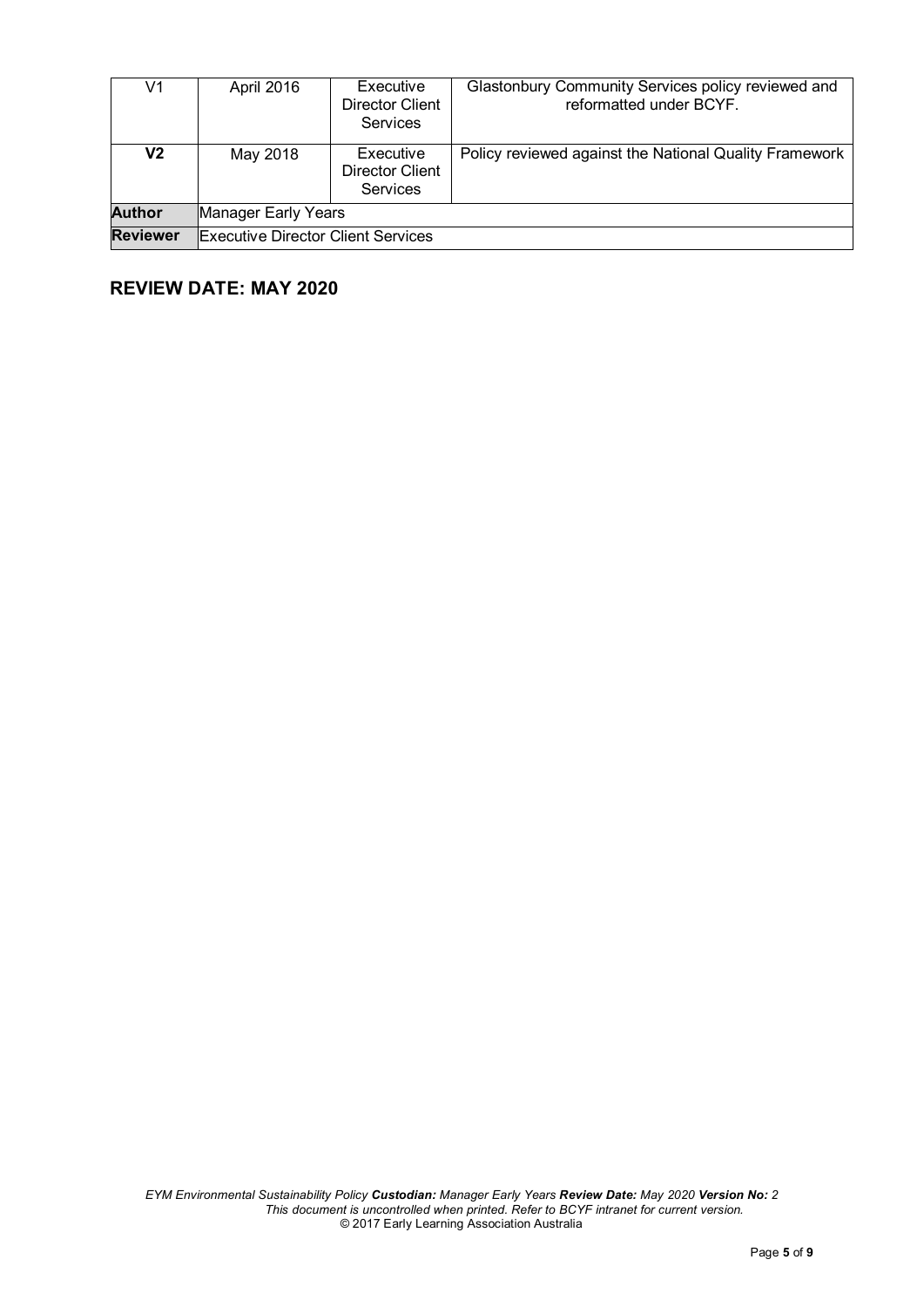| V1 | April 2016 | Executive Director Client Services | Glastonbury Community Services policy reviewed and reformatted under BCYF. |
|---|---|---|---|
| **V2** | May 2018 | Executive Director Client Services | Policy reviewed against the National Quality Framework |
| **Author** | Manager Early Years | | |
| **Reviewer** | Executive Director Client Services | | |

## REVIEW DATE: MAY 2020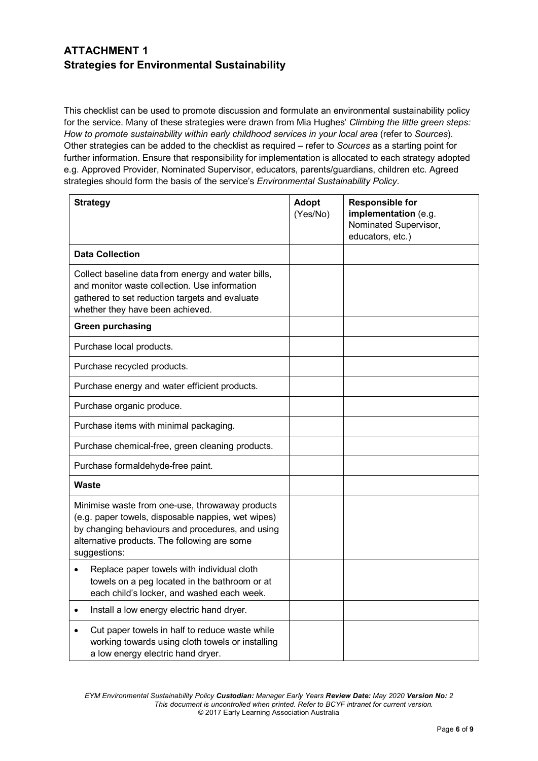## ATTACHMENT 1
## Strategies for Environmental Sustainability

This checklist can be used to promote discussion and formulate an environmental sustainability policy for the service. Many of these strategies were drawn from Mia Hughes' *Climbing the little green steps: How to promote sustainability within early childhood services in your local area* (refer to *Sources*). Other strategies can be added to the checklist as required – refer to *Sources* as a starting point for further information. Ensure that responsibility for implementation is allocated to each strategy adopted e.g. Approved Provider, Nominated Supervisor, educators, parents/guardians, children etc. Agreed strategies should form the basis of the service's *Environmental Sustainability Policy*.

| **Strategy** | **Adopt** (Yes/No) | **Responsible for implementation** (e.g. Nominated Supervisor, educators, etc.) |
|---|---|---|
| **Data Collection** | | |
| Collect baseline data from energy and water bills, and monitor waste collection. Use information gathered to set reduction targets and evaluate whether they have been achieved. | | |
| **Green purchasing** | | |
| Purchase local products. | | |
| Purchase recycled products. | | |
| Purchase energy and water efficient products. | | |
| Purchase organic produce. | | |
| Purchase items with minimal packaging. | | |
| Purchase chemical-free, green cleaning products. | | |
| Purchase formaldehyde-free paint. | | |
| **Waste** | | |
| Minimise waste from one-use, throwaway products (e.g. paper towels, disposable nappies, wet wipes) by changing behaviours and procedures, and using alternative products. The following are some suggestions: | | |
| • Replace paper towels with individual cloth towels on a peg located in the bathroom or at each child's locker, and washed each week. | | |
| • Install a low energy electric hand dryer. | | |
| • Cut paper towels in half to reduce waste while working towards using cloth towels or installing a low energy electric hand dryer. | | |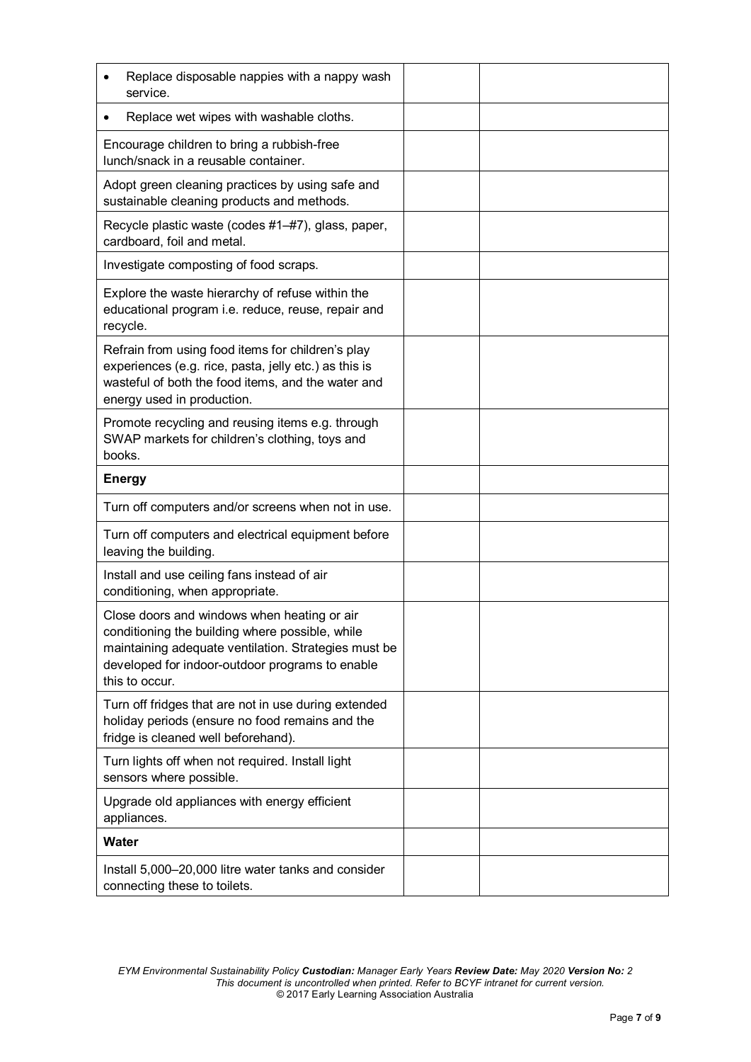| | | |
|---|---|---|
| • Replace disposable nappies with a nappy wash service. | | |
| • Replace wet wipes with washable cloths. | | |
| Encourage children to bring a rubbish-free lunch/snack in a reusable container. | | |
| Adopt green cleaning practices by using safe and sustainable cleaning products and methods. | | |
| Recycle plastic waste (codes #1–#7), glass, paper, cardboard, foil and metal. | | |
| Investigate composting of food scraps. | | |
| Explore the waste hierarchy of refuse within the educational program i.e. reduce, reuse, repair and recycle. | | |
| Refrain from using food items for children's play experiences (e.g. rice, pasta, jelly etc.) as this is wasteful of both the food items, and the water and energy used in production. | | |
| Promote recycling and reusing items e.g. through SWAP markets for children's clothing, toys and books. | | |
| **Energy** | | |
| Turn off computers and/or screens when not in use. | | |
| Turn off computers and electrical equipment before leaving the building. | | |
| Install and use ceiling fans instead of air conditioning, when appropriate. | | |
| Close doors and windows when heating or air conditioning the building where possible, while maintaining adequate ventilation. Strategies must be developed for indoor-outdoor programs to enable this to occur. | | |
| Turn off fridges that are not in use during extended holiday periods (ensure no food remains and the fridge is cleaned well beforehand). | | |
| Turn lights off when not required. Install light sensors where possible. | | |
| Upgrade old appliances with energy efficient appliances. | | |
| **Water** | | |
| Install 5,000–20,000 litre water tanks and consider connecting these to toilets. | | |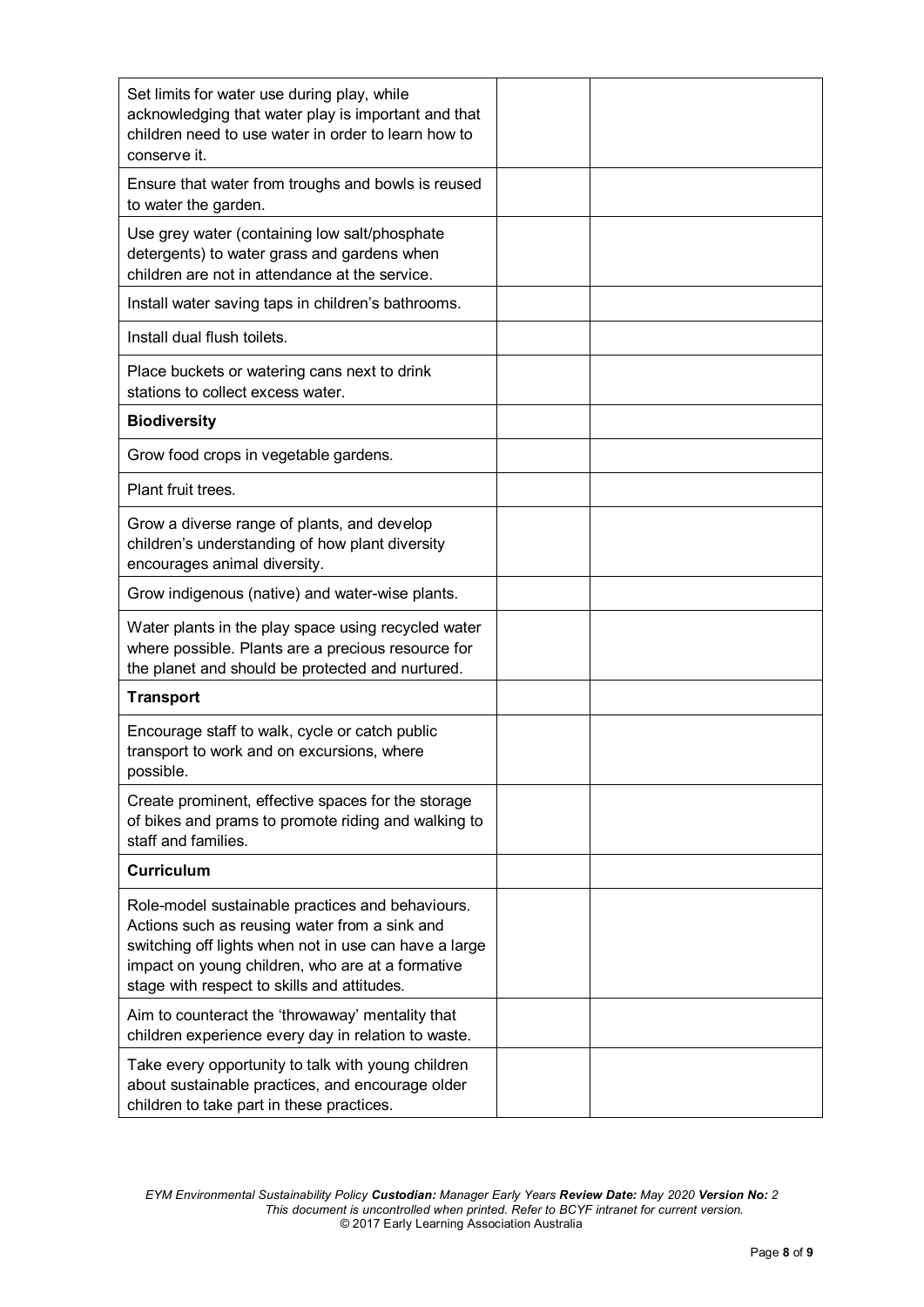| | | |
|---|---|---|
| Set limits for water use during play, while acknowledging that water play is important and that children need to use water in order to learn how to conserve it. | | |
| Ensure that water from troughs and bowls is reused to water the garden. | | |
| Use grey water (containing low salt/phosphate detergents) to water grass and gardens when children are not in attendance at the service. | | |
| Install water saving taps in children's bathrooms. | | |
| Install dual flush toilets. | | |
| Place buckets or watering cans next to drink stations to collect excess water. | | |
| **Biodiversity** | | |
| Grow food crops in vegetable gardens. | | |
| Plant fruit trees. | | |
| Grow a diverse range of plants, and develop children's understanding of how plant diversity encourages animal diversity. | | |
| Grow indigenous (native) and water-wise plants. | | |
| Water plants in the play space using recycled water where possible. Plants are a precious resource for the planet and should be protected and nurtured. | | |
| **Transport** | | |
| Encourage staff to walk, cycle or catch public transport to work and on excursions, where possible. | | |
| Create prominent, effective spaces for the storage of bikes and prams to promote riding and walking to staff and families. | | |
| **Curriculum** | | |
| Role-model sustainable practices and behaviours. Actions such as reusing water from a sink and switching off lights when not in use can have a large impact on young children, who are at a formative stage with respect to skills and attitudes. | | |
| Aim to counteract the 'throwaway' mentality that children experience every day in relation to waste. | | |
| Take every opportunity to talk with young children about sustainable practices, and encourage older children to take part in these practices. | | |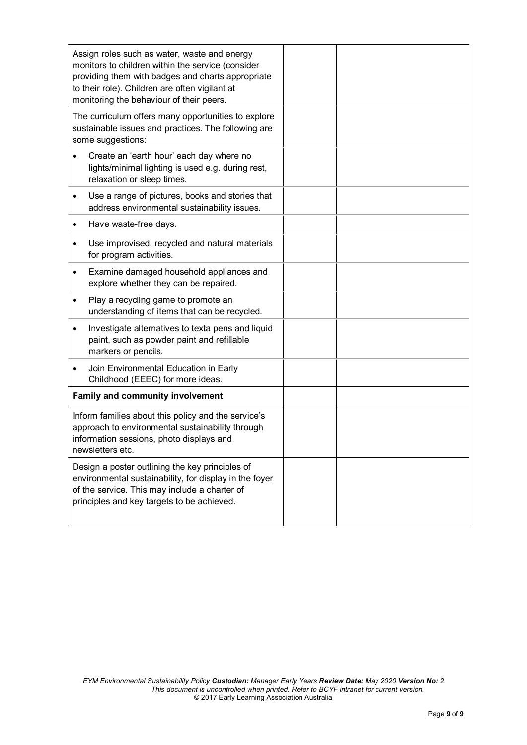| | | |
|---|---|---|
| Assign roles such as water, waste and energy monitors to children within the service (consider providing them with badges and charts appropriate to their role). Children are often vigilant at monitoring the behaviour of their peers. | | |
| The curriculum offers many opportunities to explore sustainable issues and practices. The following are some suggestions: | | |
| • Create an 'earth hour' each day where no lights/minimal lighting is used e.g. during rest, relaxation or sleep times. | | |
| • Use a range of pictures, books and stories that address environmental sustainability issues. | | |
| • Have waste-free days. | | |
| • Use improvised, recycled and natural materials for program activities. | | |
| • Examine damaged household appliances and explore whether they can be repaired. | | |
| • Play a recycling game to promote an understanding of items that can be recycled. | | |
| • Investigate alternatives to texta pens and liquid paint, such as powder paint and refillable markers or pencils. | | |
| • Join Environmental Education in Early Childhood (EEEC) for more ideas. | | |
| **Family and community involvement** | | |
| Inform families about this policy and the service's approach to environmental sustainability through information sessions, photo displays and newsletters etc. | | |
| Design a poster outlining the key principles of environmental sustainability, for display in the foyer of the service. This may include a charter of principles and key targets to be achieved. | | |